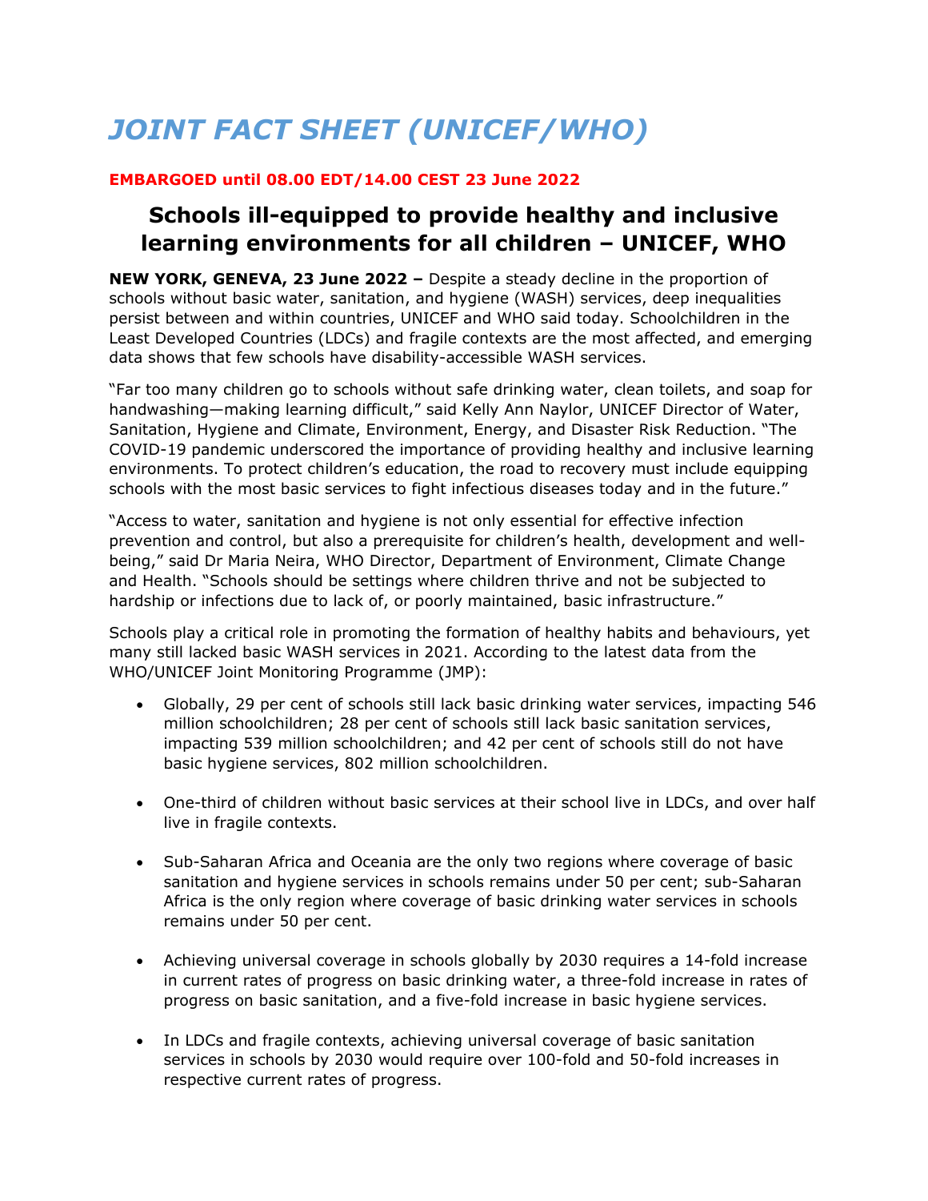# *JOINT FACT SHEET (UNICEF/WHO)*

**EMBARGOED until 08.00 EDT/14.00 CEST 23 June 2022**

## Schools ill-equipped to provide healthy and inclusive learning environments for all children – UNICEF, WHO

**NEW YORK, GENEVA, 23 June 2022 –** Despite a steady decline in the proportion of schools without basic water, sanitation, and hygiene (WASH) services, deep inequalities persist between and within countries, UNICEF and WHO said today. Schoolchildren in the Least Developed Countries (LDCs) and fragile contexts are the most affected, and emerging data shows that few schools have disability-accessible WASH services.

"Far too many children go to schools without safe drinking water, clean toilets, and soap for handwashing—making learning difficult," said Kelly Ann Naylor, UNICEF Director of Water, Sanitation, Hygiene and Climate, Environment, Energy, and Disaster Risk Reduction. "The COVID-19 pandemic underscored the importance of providing healthy and inclusive learning environments. To protect children's education, the road to recovery must include equipping schools with the most basic services to fight infectious diseases today and in the future."

"Access to water, sanitation and hygiene is not only essential for effective infection prevention and control, but also a prerequisite for children's health, development and well-being," said Dr Maria Neira, WHO Director, Department of Environment, Climate Change and Health. "Schools should be settings where children thrive and not be subjected to hardship or infections due to lack of, or poorly maintained, basic infrastructure."

Schools play a critical role in promoting the formation of healthy habits and behaviours, yet many still lacked basic WASH services in 2021. According to the latest data from the WHO/UNICEF Joint Monitoring Programme (JMP):

- Globally, 29 per cent of schools still lack basic drinking water services, impacting 546 million schoolchildren; 28 per cent of schools still lack basic sanitation services, impacting 539 million schoolchildren; and 42 per cent of schools still do not have basic hygiene services, 802 million schoolchildren.

- One-third of children without basic services at their school live in LDCs, and over half live in fragile contexts.

- Sub-Saharan Africa and Oceania are the only two regions where coverage of basic sanitation and hygiene services in schools remains under 50 per cent; sub-Saharan Africa is the only region where coverage of basic drinking water services in schools remains under 50 per cent.

- Achieving universal coverage in schools globally by 2030 requires a 14-fold increase in current rates of progress on basic drinking water, a three-fold increase in rates of progress on basic sanitation, and a five-fold increase in basic hygiene services.

- In LDCs and fragile contexts, achieving universal coverage of basic sanitation services in schools by 2030 would require over 100-fold and 50-fold increases in respective current rates of progress.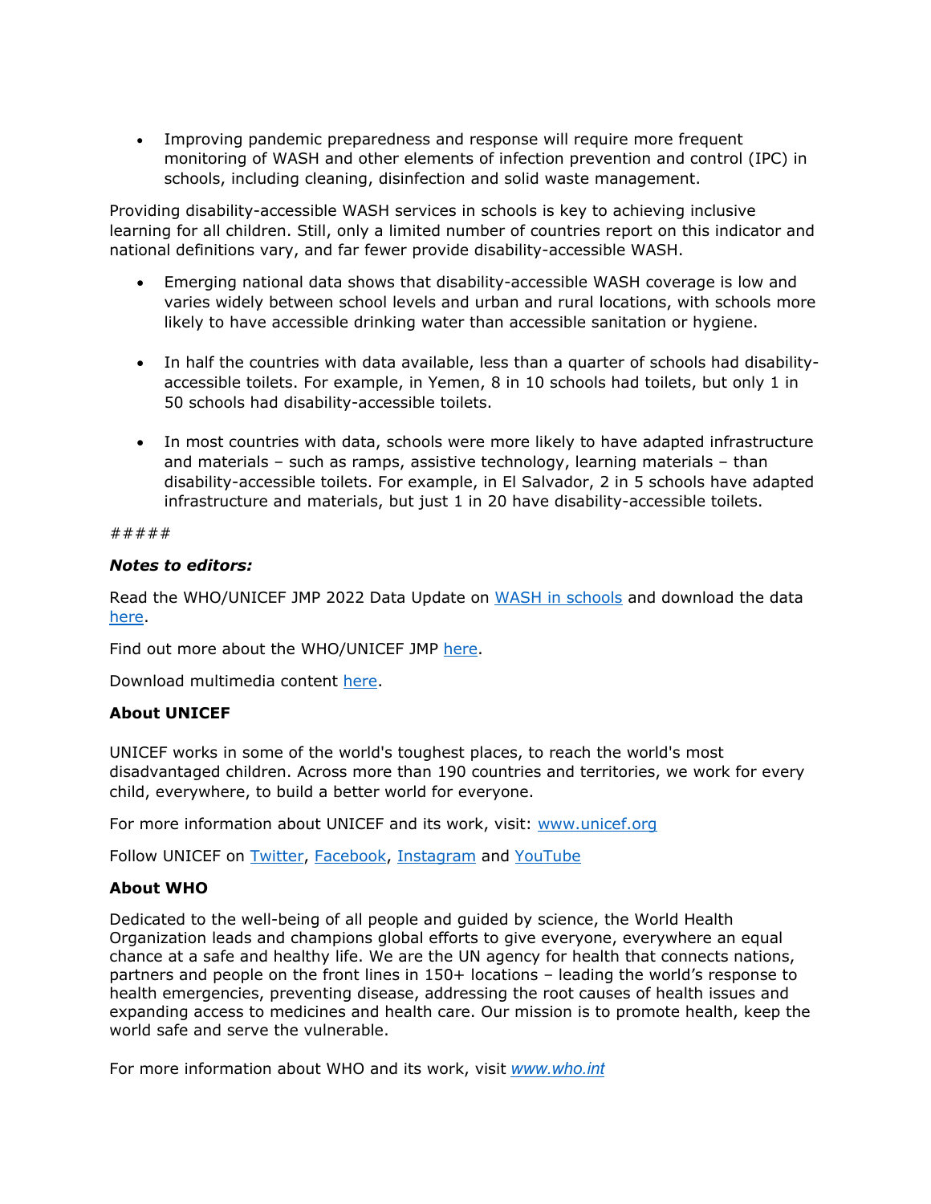- Improving pandemic preparedness and response will require more frequent monitoring of WASH and other elements of infection prevention and control (IPC) in schools, including cleaning, disinfection and solid waste management.

Providing disability-accessible WASH services in schools is key to achieving inclusive learning for all children. Still, only a limited number of countries report on this indicator and national definitions vary, and far fewer provide disability-accessible WASH.

- Emerging national data shows that disability-accessible WASH coverage is low and varies widely between school levels and urban and rural locations, with schools more likely to have accessible drinking water than accessible sanitation or hygiene.

- In half the countries with data available, less than a quarter of schools had disability-accessible toilets. For example, in Yemen, 8 in 10 schools had toilets, but only 1 in 50 schools had disability-accessible toilets.

- In most countries with data, schools were more likely to have adapted infrastructure and materials – such as ramps, assistive technology, learning materials – than disability-accessible toilets. For example, in El Salvador, 2 in 5 schools have adapted infrastructure and materials, but just 1 in 20 have disability-accessible toilets.

#####

***Notes to editors:***

Read the WHO/UNICEF JMP 2022 Data Update on WASH in schools and download the data here.

Find out more about the WHO/UNICEF JMP here.

Download multimedia content here.

**About UNICEF**

UNICEF works in some of the world's toughest places, to reach the world's most disadvantaged children. Across more than 190 countries and territories, we work for every child, everywhere, to build a better world for everyone.

For more information about UNICEF and its work, visit: www.unicef.org

Follow UNICEF on Twitter, Facebook, Instagram and YouTube

**About WHO**

Dedicated to the well-being of all people and guided by science, the World Health Organization leads and champions global efforts to give everyone, everywhere an equal chance at a safe and healthy life. We are the UN agency for health that connects nations, partners and people on the front lines in 150+ locations – leading the world's response to health emergencies, preventing disease, addressing the root causes of health issues and expanding access to medicines and health care. Our mission is to promote health, keep the world safe and serve the vulnerable.

For more information about WHO and its work, visit *www.who.int*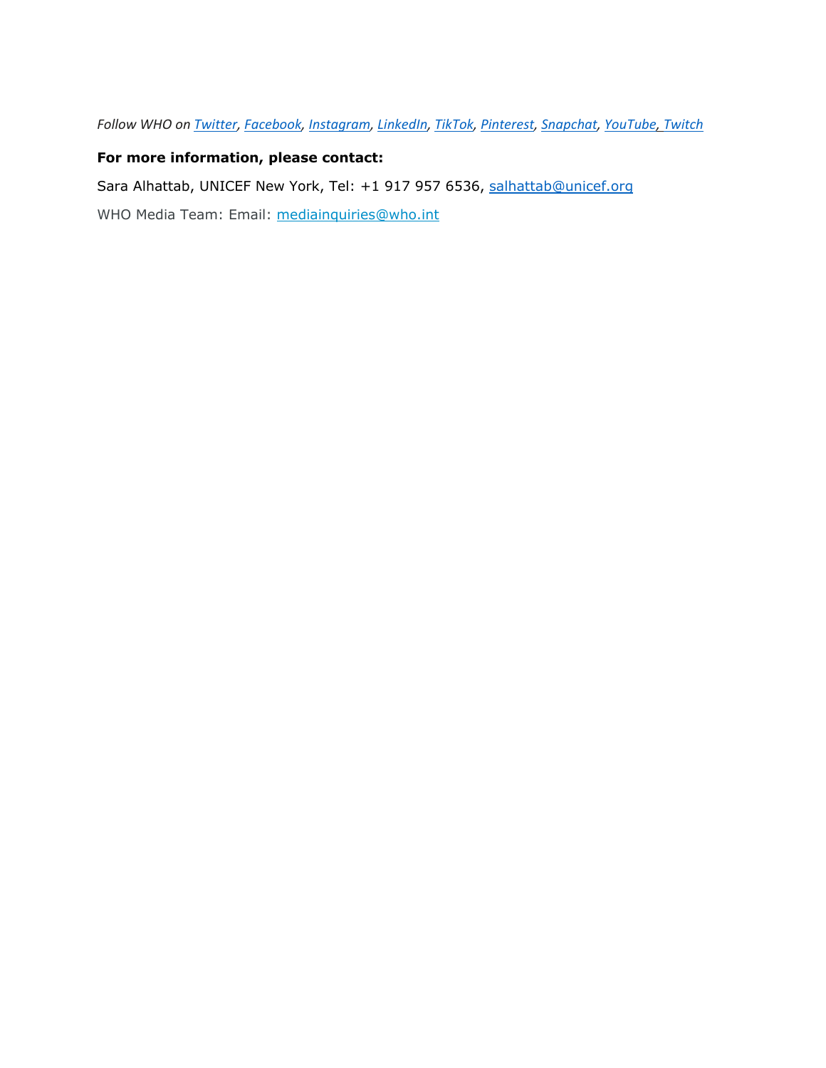*Follow WHO on Twitter, Facebook, Instagram, LinkedIn, TikTok, Pinterest, Snapchat, YouTube, Twitch*

**For more information, please contact:**

Sara Alhattab, UNICEF New York, Tel: +1 917 957 6536, salhattab@unicef.org

WHO Media Team: Email: mediainquiries@who.int